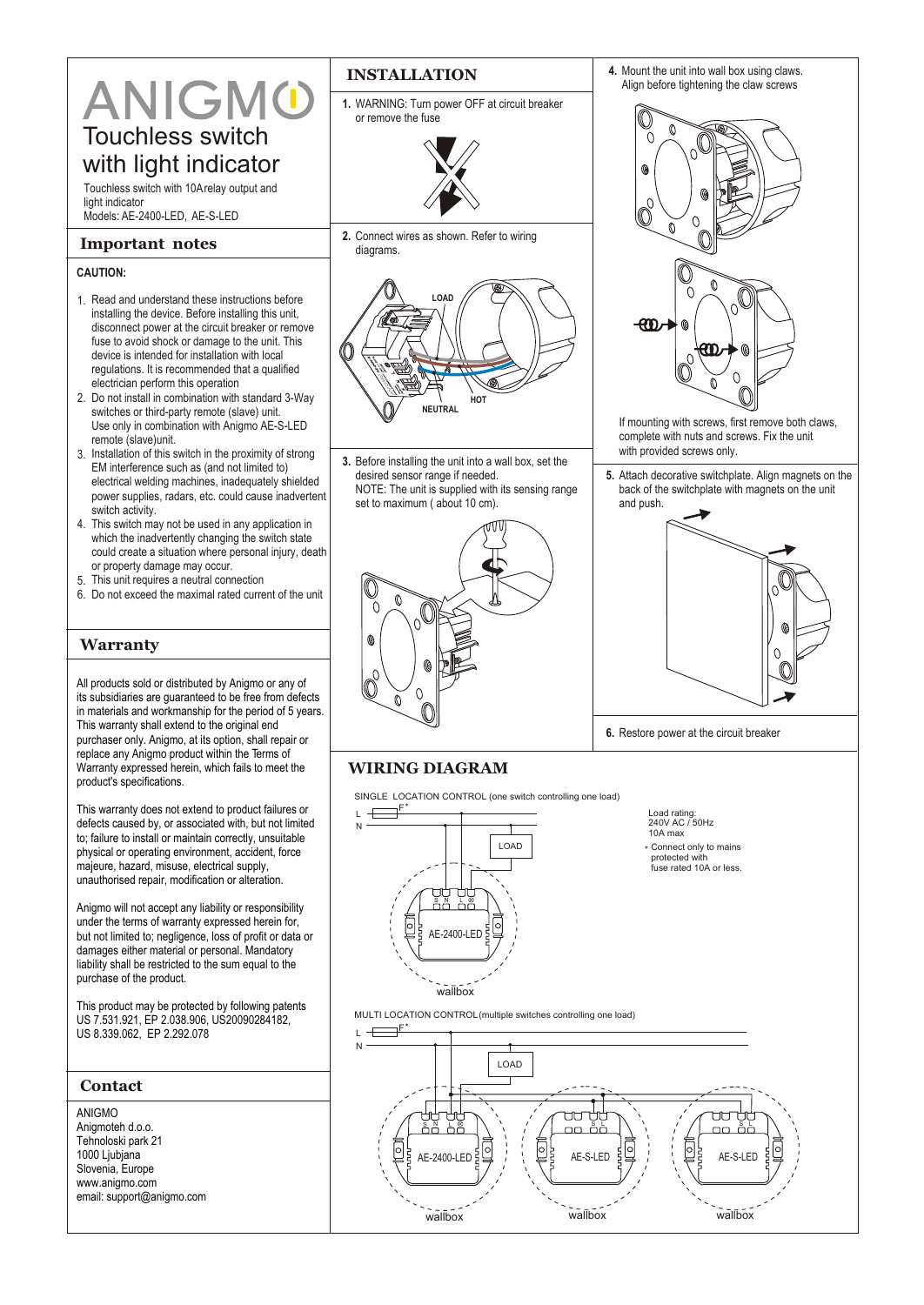# ANIGMO

## Touchless switch with light indicator

Touchless switch with 10A relay output and light indicator
Models: AE-2400-LED, AE-S-LED

## Important notes

**CAUTION:**

1. Read and understand these instructions before installing the device. Before installing this unit, disconnect power at the circuit breaker or remove fuse to avoid shock or damage to the unit. This device is intended for installation with local regulations. It is recommended that a qualified electrician perform this operation
2. Do not install in combination with standard 3-Way switches or third-party remote (slave) unit. Use only in combination with Anigmo AE-S-LED remote (slave)unit.
3. Installation of this switch in the proximity of strong EM interference such as (and not limited to) electrical welding machines, inadequately shielded power supplies, radars, etc. could cause inadvertent switch activity.
4. This switch may not be used in any application in which the inadvertently changing the switch state could create a situation where personal injury, death or property damage may occur.
5. This unit requires a neutral connection
6. Do not exceed the maximal rated current of the unit

## Warranty

All products sold or distributed by Anigmo or any of its subsidiaries are guaranteed to be free from defects in materials and workmanship for the period of 5 years. This warranty shall extend to the original end purchaser only. Anigmo, at its option, shall repair or replace any Anigmo product within the Terms of Warranty expressed herein, which fails to meet the product's specifications.

This warranty does not extend to product failures or defects caused by, or associated with, but not limited to; failure to install or maintain correctly, unsuitable physical or operating environment, accident, force majeure, hazard, misuse, electrical supply, unauthorised repair, modification or alteration.

Anigmo will not accept any liability or responsibility under the terms of warranty expressed herein for, but not limited to; negligence, loss of profit or data or damages either material or personal. Mandatory liability shall be restricted to the sum equal to the purchase of the product.

This product may be protected by following patents US 7.531.921, EP 2.038.906, US20090284182, US 8.339.062, EP 2.292.078

## Contact

ANIGMO
Anigmoteh d.o.o.
Tehnoloski park 21
1000 Ljubljana
Slovenia, Europe
www.anigmo.com
email: support@anigmo.com

## INSTALLATION

1. WARNING: Turn power OFF at circuit breaker or remove the fuse

2. Connect wires as shown. Refer to wiring diagrams.

LOAD
NEUTRAL
HOT

3. Before installing the unit into a wall box, set the desired sensor range if needed.
NOTE: The unit is supplied with its sensing range set to maximum ( about 10 cm).

4. Mount the unit into wall box using claws. Align before tightening the claw screws

If mounting with screws, first remove both claws, complete with nuts and screws. Fix the unit with provided screws only.

5. Attach decorative switchplate. Align magnets on the back of the switchplate with magnets on the unit and push.

6. Restore power at the circuit breaker

## WIRING DIAGRAM

SINGLE LOCATION CONTROL (one switch controlling one load)

L
N
F*
LOAD
S N L
AE-2400-LED
wallbox

Load rating:
240V AC / 50Hz
10A max

* Connect only to mains protected with fuse rated 10A or less.

MULTI LOCATION CONTROL (multiple switches controlling one load)

L
N
F*
LOAD
S N L
AE-2400-LED
wallbox
S L
AE-S-LED
wallbox
S L
AE-S-LED
wallbox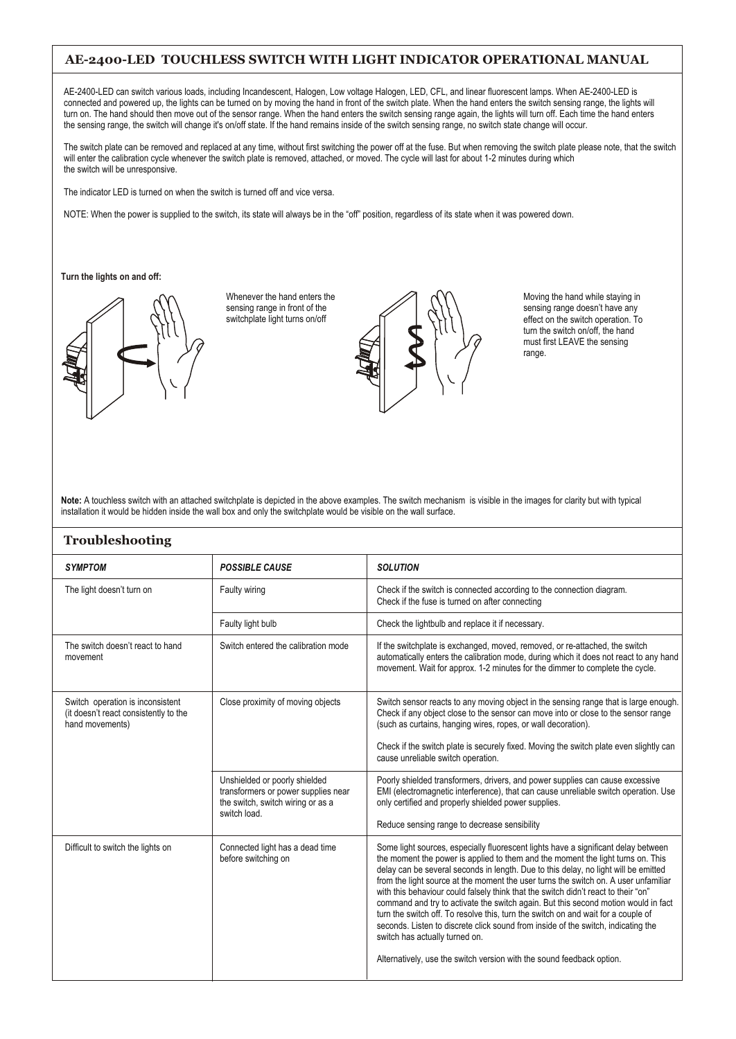## AE-2400-LED TOUCHLESS SWITCH WITH LIGHT INDICATOR OPERATIONAL MANUAL

AE-2400-LED can switch various loads, including Incandescent, Halogen, Low voltage Halogen, LED, CFL, and linear fluorescent lamps. When AE-2400-LED is connected and powered up, the lights can be turned on by moving the hand in front of the switch plate. When the hand enters the switch sensing range, the lights will turn on. The hand should then move out of the sensor range. When the hand enters the switch sensing range again, the lights will turn off. Each time the hand enters the sensing range, the switch will change it's on/off state. If the hand remains inside of the switch sensing range, no switch state change will occur.

The switch plate can be removed and replaced at any time, without first switching the power off at the fuse. But when removing the switch plate please note, that the switch will enter the calibration cycle whenever the switch plate is removed, attached, or moved. The cycle will last for about 1-2 minutes during which the switch will be unresponsive.

The indicator LED is turned on when the switch is turned off and vice versa.

NOTE: When the power is supplied to the switch, its state will always be in the "off" position, regardless of its state when it was powered down.

**Turn the lights on and off:**

Whenever the hand enters the sensing range in front of the switchplate light turns on/off

Moving the hand while staying in sensing range doesn't have any effect on the switch operation. To turn the switch on/off, the hand must first LEAVE the sensing range.

**Note:** A touchless switch with an attached switchplate is depicted in the above examples. The switch mechanism is visible in the images for clarity but with typical installation it would be hidden inside the wall box and only the switchplate would be visible on the wall surface.

## Troubleshooting

| *SYMPTOM* | *POSSIBLE CAUSE* | *SOLUTION* |
|---|---|---|
| The light doesn't turn on | Faulty wiring | Check if the switch is connected according to the connection diagram. Check if the fuse is turned on after connecting |
| | Faulty light bulb | Check the lightbulb and replace it if necessary. |
| The switch doesn't react to hand movement | Switch entered the calibration mode | If the switchplate is exchanged, moved, removed, or re-attached, the switch automatically enters the calibration mode, during which it does not react to any hand movement. Wait for approx. 1-2 minutes for the dimmer to complete the cycle. |
| Switch operation is inconsistent (it doesn't react consistently to the hand movements) | Close proximity of moving objects | Switch sensor reacts to any moving object in the sensing range that is large enough. Check if any object close to the sensor can move into or close to the sensor range (such as curtains, hanging wires, ropes, or wall decoration). Check if the switch plate is securely fixed. Moving the switch plate even slightly can cause unreliable switch operation. |
| | Unshielded or poorly shielded transformers or power supplies near the switch, switch wiring or as a switch load. | Poorly shielded transformers, drivers, and power supplies can cause excessive EMI (electromagnetic interference), that can cause unreliable switch operation. Use only certified and properly shielded power supplies. Reduce sensing range to decrease sensibility |
| Difficult to switch the lights on | Connected light has a dead time before switching on | Some light sources, especially fluorescent lights have a significant delay between the moment the power is applied to them and the moment the light turns on. This delay can be several seconds in length. Due to this delay, no light will be emitted from the light source at the moment the user turns the switch on. A user unfamiliar with this behaviour could falsely think that the switch didn't react to their "on" command and try to activate the switch again. But this second motion would in fact turn the switch off. To resolve this, turn the switch on and wait for a couple of seconds. Listen to discrete click sound from inside of the switch, indicating the switch has actually turned on. Alternatively, use the switch version with the sound feedback option. |